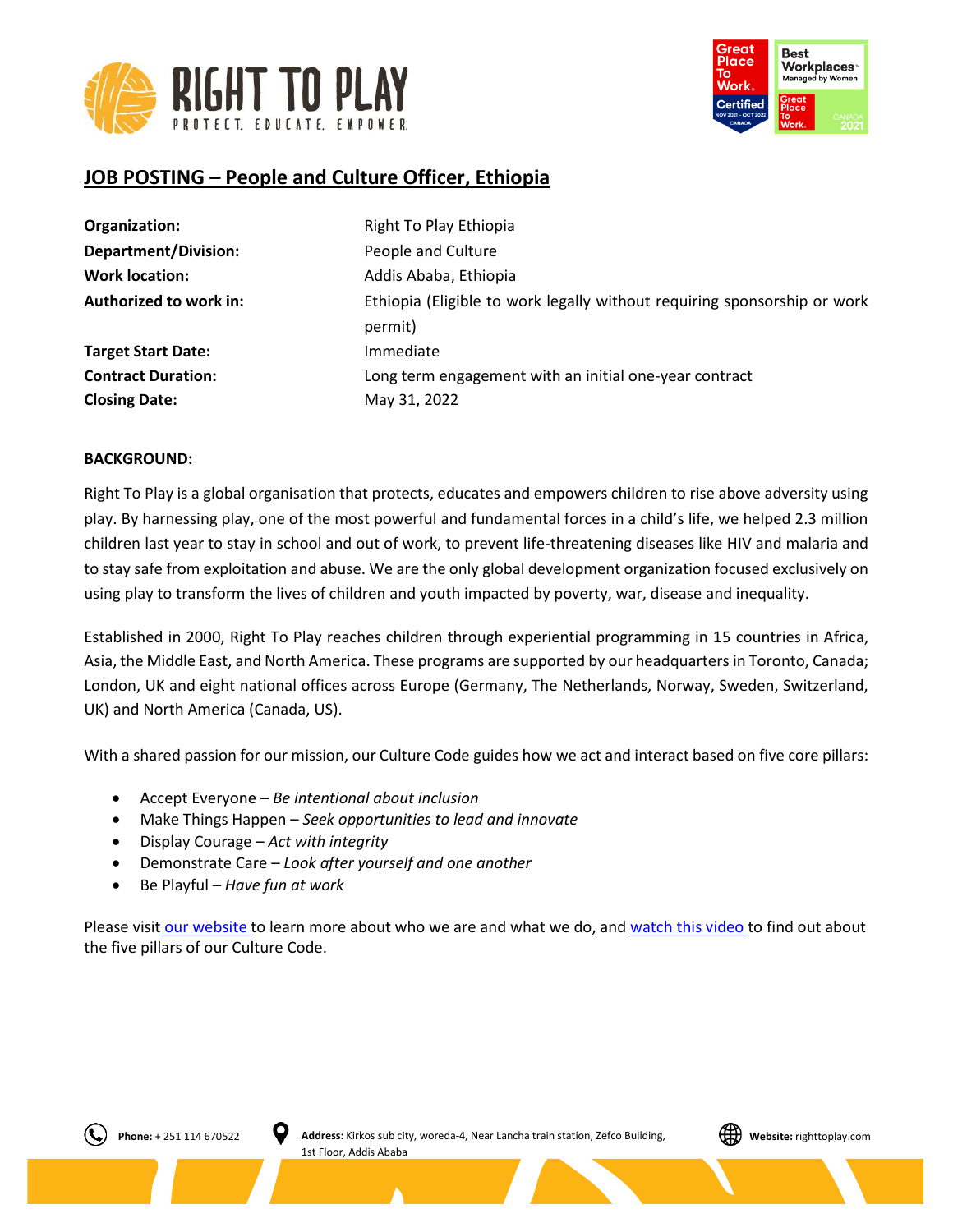# JOB POSTING – People and Culture Officer, Ethiopia

| | |
|---|---|
| **Organization:** | Right To Play Ethiopia |
| **Department/Division:** | People and Culture |
| **Work location:** | Addis Ababa, Ethiopia |
| **Authorized to work in:** | Ethiopia (Eligible to work legally without requiring sponsorship or work permit) |
| **Target Start Date:** | Immediate |
| **Contract Duration:** | Long term engagement with an initial one-year contract |
| **Closing Date:** | May 31, 2022 |

**BACKGROUND:**

Right To Play is a global organisation that protects, educates and empowers children to rise above adversity using play. By harnessing play, one of the most powerful and fundamental forces in a child's life, we helped 2.3 million children last year to stay in school and out of work, to prevent life-threatening diseases like HIV and malaria and to stay safe from exploitation and abuse. We are the only global development organization focused exclusively on using play to transform the lives of children and youth impacted by poverty, war, disease and inequality.

Established in 2000, Right To Play reaches children through experiential programming in 15 countries in Africa, Asia, the Middle East, and North America. These programs are supported by our headquarters in Toronto, Canada; London, UK and eight national offices across Europe (Germany, The Netherlands, Norway, Sweden, Switzerland, UK) and North America (Canada, US).

With a shared passion for our mission, our Culture Code guides how we act and interact based on five core pillars:

- Accept Everyone – *Be intentional about inclusion*
- Make Things Happen – *Seek opportunities to lead and innovate*
- Display Courage – *Act with integrity*
- Demonstrate Care – *Look after yourself and one another*
- Be Playful – *Have fun at work*

Please visit our website to learn more about who we are and what we do, and watch this video to find out about the five pillars of our Culture Code.

**Phone:** + 251 114 670522 **Address:** Kirkos sub city, woreda-4, Near Lancha train station, Zefco Building, 1st Floor, Addis Ababa **Website:** righttoplay.com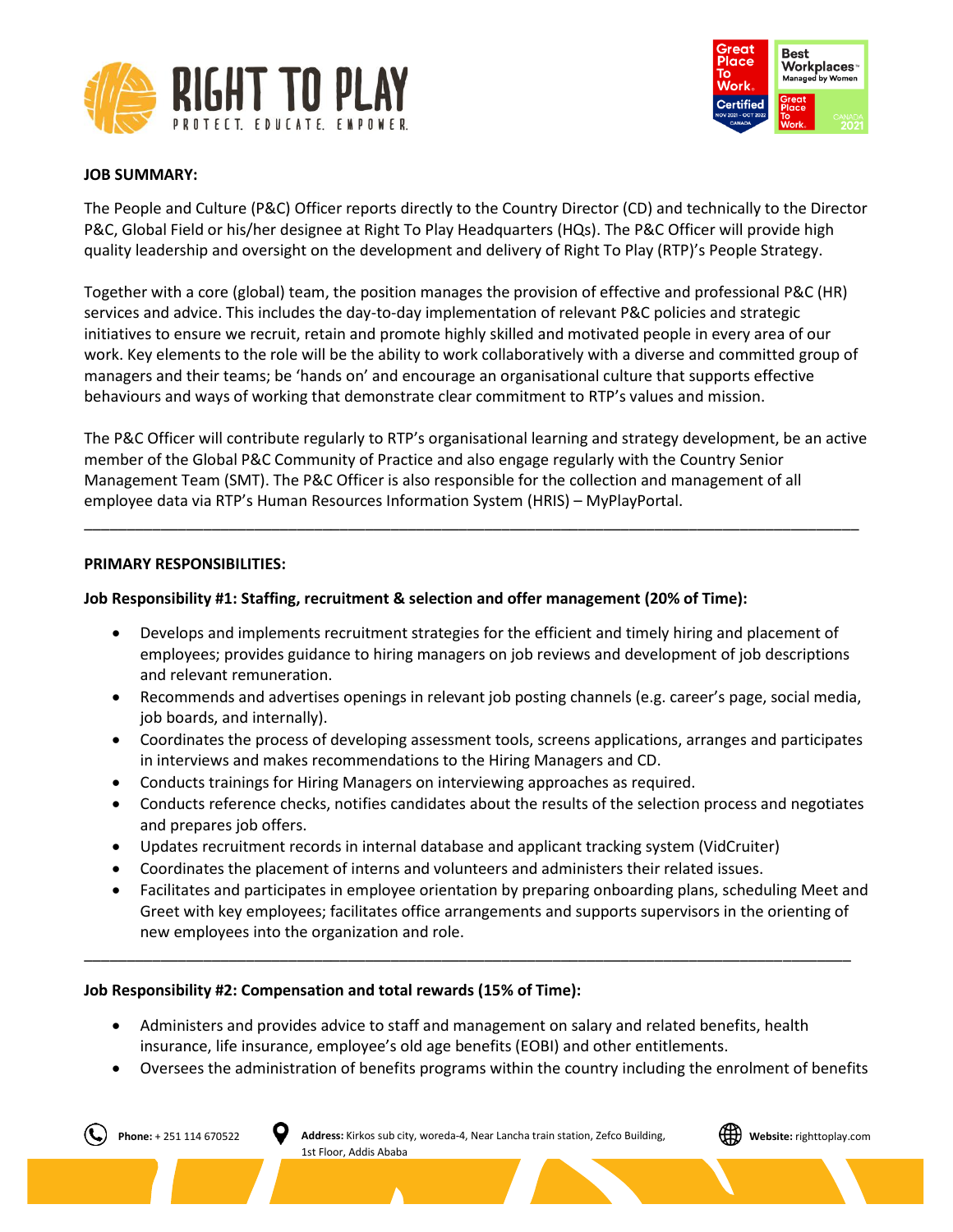**JOB SUMMARY:**

The People and Culture (P&C) Officer reports directly to the Country Director (CD) and technically to the Director P&C, Global Field or his/her designee at Right To Play Headquarters (HQs). The P&C Officer will provide high quality leadership and oversight on the development and delivery of Right To Play (RTP)'s People Strategy.

Together with a core (global) team, the position manages the provision of effective and professional P&C (HR) services and advice. This includes the day-to-day implementation of relevant P&C policies and strategic initiatives to ensure we recruit, retain and promote highly skilled and motivated people in every area of our work. Key elements to the role will be the ability to work collaboratively with a diverse and committed group of managers and their teams; be 'hands on' and encourage an organisational culture that supports effective behaviours and ways of working that demonstrate clear commitment to RTP's values and mission.

The P&C Officer will contribute regularly to RTP's organisational learning and strategy development, be an active member of the Global P&C Community of Practice and also engage regularly with the Country Senior Management Team (SMT). The P&C Officer is also responsible for the collection and management of all employee data via RTP's Human Resources Information System (HRIS) – MyPlayPortal.

---

**PRIMARY RESPONSIBILITIES:**

**Job Responsibility #1: Staffing, recruitment & selection and offer management (20% of Time):**

- Develops and implements recruitment strategies for the efficient and timely hiring and placement of employees; provides guidance to hiring managers on job reviews and development of job descriptions and relevant remuneration.
- Recommends and advertises openings in relevant job posting channels (e.g. career's page, social media, job boards, and internally).
- Coordinates the process of developing assessment tools, screens applications, arranges and participates in interviews and makes recommendations to the Hiring Managers and CD.
- Conducts trainings for Hiring Managers on interviewing approaches as required.
- Conducts reference checks, notifies candidates about the results of the selection process and negotiates and prepares job offers.
- Updates recruitment records in internal database and applicant tracking system (VidCruiter)
- Coordinates the placement of interns and volunteers and administers their related issues.
- Facilitates and participates in employee orientation by preparing onboarding plans, scheduling Meet and Greet with key employees; facilitates office arrangements and supports supervisors in the orienting of new employees into the organization and role.

---

**Job Responsibility #2: Compensation and total rewards (15% of Time):**

- Administers and provides advice to staff and management on salary and related benefits, health insurance, life insurance, employee's old age benefits (EOBI) and other entitlements.
- Oversees the administration of benefits programs within the country including the enrolment of benefits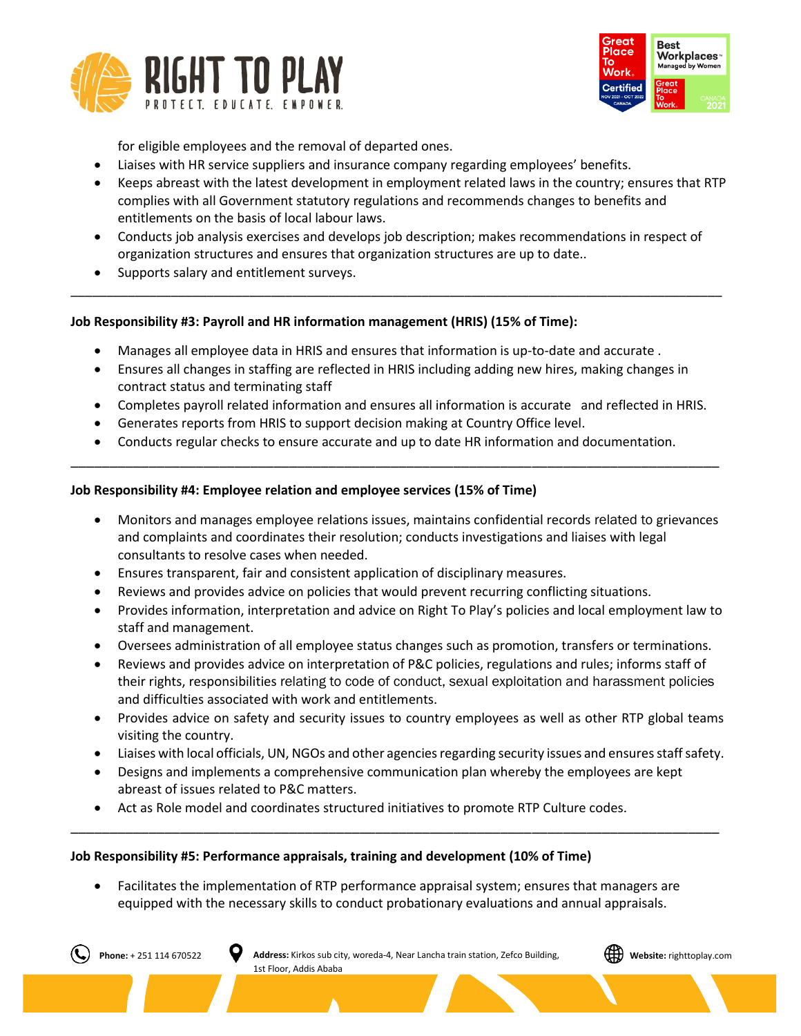for eligible employees and the removal of departed ones.

- Liaises with HR service suppliers and insurance company regarding employees' benefits.
- Keeps abreast with the latest development in employment related laws in the country; ensures that RTP complies with all Government statutory regulations and recommends changes to benefits and entitlements on the basis of local labour laws.
- Conducts job analysis exercises and develops job description; makes recommendations in respect of organization structures and ensures that organization structures are up to date..
- Supports salary and entitlement surveys.

---

**Job Responsibility #3: Payroll and HR information management (HRIS) (15% of Time):**

- Manages all employee data in HRIS and ensures that information is up-to-date and accurate .
- Ensures all changes in staffing are reflected in HRIS including adding new hires, making changes in contract status and terminating staff
- Completes payroll related information and ensures all information is accurate and reflected in HRIS.
- Generates reports from HRIS to support decision making at Country Office level.
- Conducts regular checks to ensure accurate and up to date HR information and documentation.

---

**Job Responsibility #4: Employee relation and employee services (15% of Time)**

- Monitors and manages employee relations issues, maintains confidential records related to grievances and complaints and coordinates their resolution; conducts investigations and liaises with legal consultants to resolve cases when needed.
- Ensures transparent, fair and consistent application of disciplinary measures.
- Reviews and provides advice on policies that would prevent recurring conflicting situations.
- Provides information, interpretation and advice on Right To Play's policies and local employment law to staff and management.
- Oversees administration of all employee status changes such as promotion, transfers or terminations.
- Reviews and provides advice on interpretation of P&C policies, regulations and rules; informs staff of their rights, responsibilities relating to code of conduct, sexual exploitation and harassment policies and difficulties associated with work and entitlements.
- Provides advice on safety and security issues to country employees as well as other RTP global teams visiting the country.
- Liaises with local officials, UN, NGOs and other agencies regarding security issues and ensures staff safety.
- Designs and implements a comprehensive communication plan whereby the employees are kept abreast of issues related to P&C matters.
- Act as Role model and coordinates structured initiatives to promote RTP Culture codes.

---

**Job Responsibility #5: Performance appraisals, training and development (10% of Time)**

- Facilitates the implementation of RTP performance appraisal system; ensures that managers are equipped with the necessary skills to conduct probationary evaluations and annual appraisals.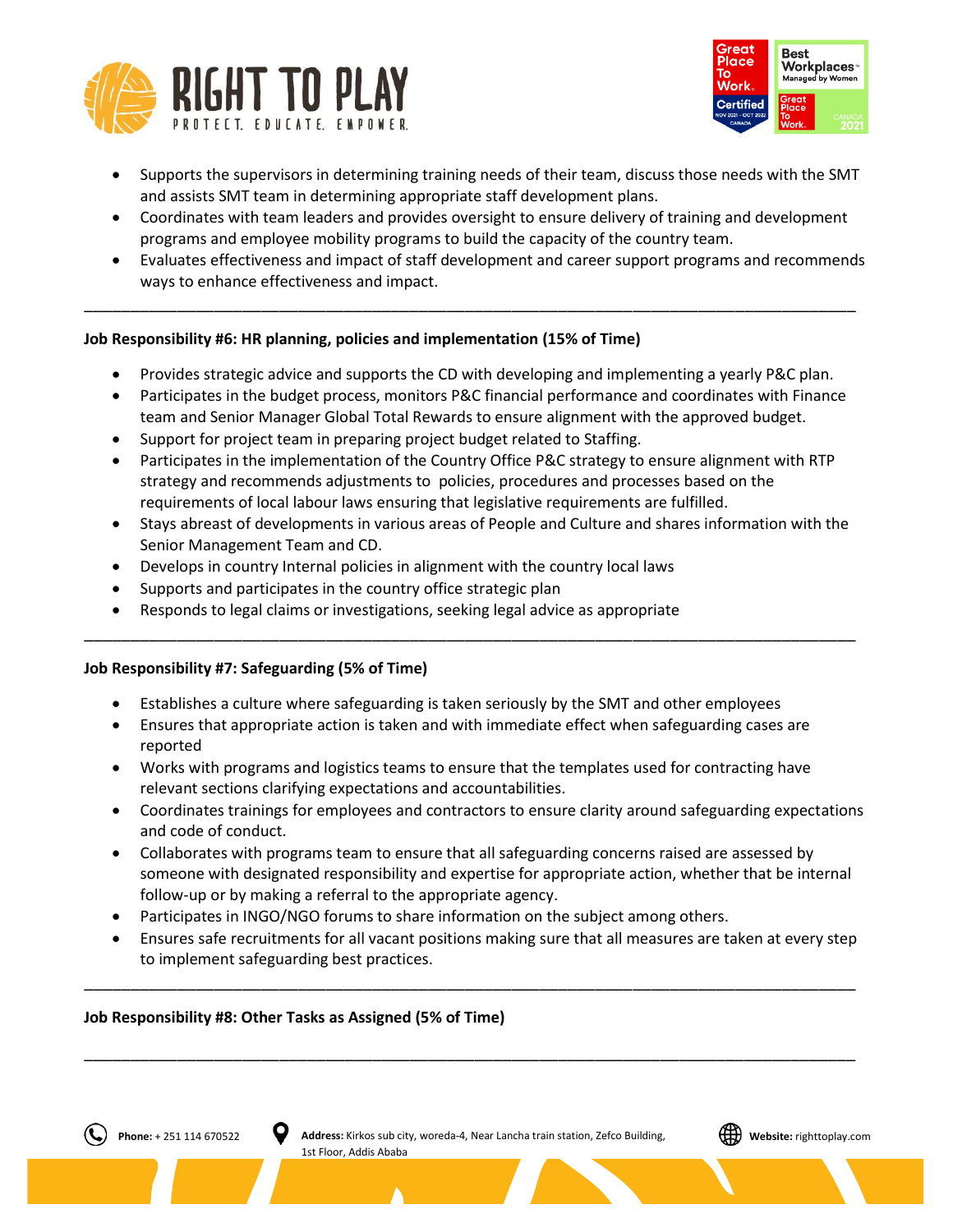- Supports the supervisors in determining training needs of their team, discuss those needs with the SMT and assists SMT team in determining appropriate staff development plans.
- Coordinates with team leaders and provides oversight to ensure delivery of training and development programs and employee mobility programs to build the capacity of the country team.
- Evaluates effectiveness and impact of staff development and career support programs and recommends ways to enhance effectiveness and impact.

---

**Job Responsibility #6: HR planning, policies and implementation (15% of Time)**

- Provides strategic advice and supports the CD with developing and implementing a yearly P&C plan.
- Participates in the budget process, monitors P&C financial performance and coordinates with Finance team and Senior Manager Global Total Rewards to ensure alignment with the approved budget.
- Support for project team in preparing project budget related to Staffing.
- Participates in the implementation of the Country Office P&C strategy to ensure alignment with RTP strategy and recommends adjustments to policies, procedures and processes based on the requirements of local labour laws ensuring that legislative requirements are fulfilled.
- Stays abreast of developments in various areas of People and Culture and shares information with the Senior Management Team and CD.
- Develops in country Internal policies in alignment with the country local laws
- Supports and participates in the country office strategic plan
- Responds to legal claims or investigations, seeking legal advice as appropriate

---

**Job Responsibility #7: Safeguarding (5% of Time)**

- Establishes a culture where safeguarding is taken seriously by the SMT and other employees
- Ensures that appropriate action is taken and with immediate effect when safeguarding cases are reported
- Works with programs and logistics teams to ensure that the templates used for contracting have relevant sections clarifying expectations and accountabilities.
- Coordinates trainings for employees and contractors to ensure clarity around safeguarding expectations and code of conduct.
- Collaborates with programs team to ensure that all safeguarding concerns raised are assessed by someone with designated responsibility and expertise for appropriate action, whether that be internal follow-up or by making a referral to the appropriate agency.
- Participates in INGO/NGO forums to share information on the subject among others.
- Ensures safe recruitments for all vacant positions making sure that all measures are taken at every step to implement safeguarding best practices.

---

**Job Responsibility #8: Other Tasks as Assigned (5% of Time)**

---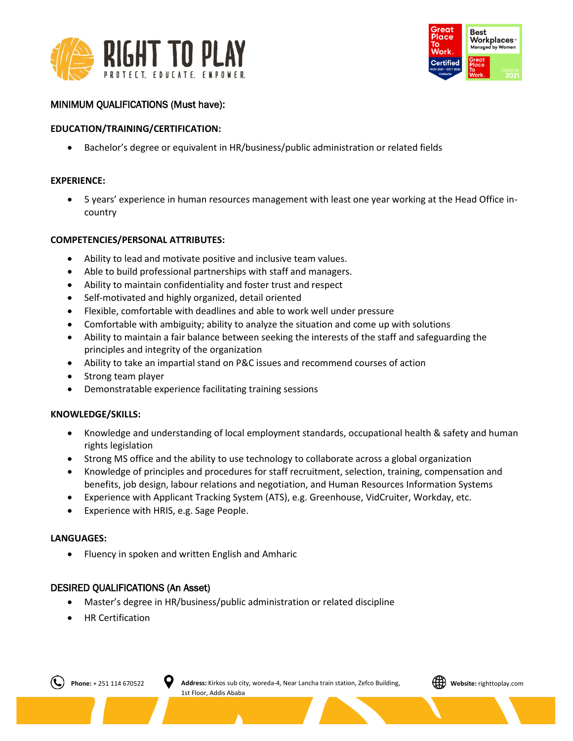## MINIMUM QUALIFICATIONS (Must have):

### EDUCATION/TRAINING/CERTIFICATION:

- Bachelor's degree or equivalent in HR/business/public administration or related fields

### EXPERIENCE:

- 5 years' experience in human resources management with least one year working at the Head Office in-country

### COMPETENCIES/PERSONAL ATTRIBUTES:

- Ability to lead and motivate positive and inclusive team values.
- Able to build professional partnerships with staff and managers.
- Ability to maintain confidentiality and foster trust and respect
- Self-motivated and highly organized, detail oriented
- Flexible, comfortable with deadlines and able to work well under pressure
- Comfortable with ambiguity; ability to analyze the situation and come up with solutions
- Ability to maintain a fair balance between seeking the interests of the staff and safeguarding the principles and integrity of the organization
- Ability to take an impartial stand on P&C issues and recommend courses of action
- Strong team player
- Demonstratable experience facilitating training sessions

### KNOWLEDGE/SKILLS:

- Knowledge and understanding of local employment standards, occupational health & safety and human rights legislation
- Strong MS office and the ability to use technology to collaborate across a global organization
- Knowledge of principles and procedures for staff recruitment, selection, training, compensation and benefits, job design, labour relations and negotiation, and Human Resources Information Systems
- Experience with Applicant Tracking System (ATS), e.g. Greenhouse, VidCruiter, Workday, etc.
- Experience with HRIS, e.g. Sage People.

### LANGUAGES:

- Fluency in spoken and written English and Amharic

## DESIRED QUALIFICATIONS (An Asset)

- Master's degree in HR/business/public administration or related discipline
- HR Certification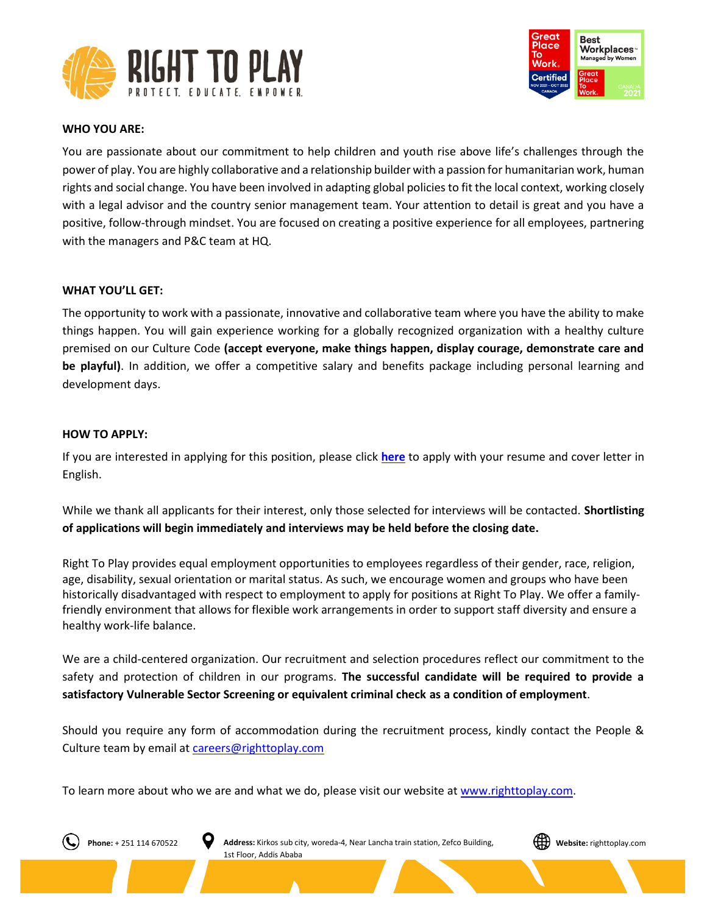**WHO YOU ARE:**

You are passionate about our commitment to help children and youth rise above life's challenges through the power of play. You are highly collaborative and a relationship builder with a passion for humanitarian work, human rights and social change. You have been involved in adapting global policies to fit the local context, working closely with a legal advisor and the country senior management team. Your attention to detail is great and you have a positive, follow-through mindset. You are focused on creating a positive experience for all employees, partnering with the managers and P&C team at HQ.

**WHAT YOU'LL GET:**

The opportunity to work with a passionate, innovative and collaborative team where you have the ability to make things happen. You will gain experience working for a globally recognized organization with a healthy culture premised on our Culture Code **(accept everyone, make things happen, display courage, demonstrate care and be playful)**. In addition, we offer a competitive salary and benefits package including personal learning and development days.

**HOW TO APPLY:**

If you are interested in applying for this position, please click **here** to apply with your resume and cover letter in English.

While we thank all applicants for their interest, only those selected for interviews will be contacted. **Shortlisting of applications will begin immediately and interviews may be held before the closing date.**

Right To Play provides equal employment opportunities to employees regardless of their gender, race, religion, age, disability, sexual orientation or marital status. As such, we encourage women and groups who have been historically disadvantaged with respect to employment to apply for positions at Right To Play. We offer a family-friendly environment that allows for flexible work arrangements in order to support staff diversity and ensure a healthy work-life balance.

We are a child-centered organization. Our recruitment and selection procedures reflect our commitment to the safety and protection of children in our programs. **The successful candidate will be required to provide a satisfactory Vulnerable Sector Screening or equivalent criminal check as a condition of employment**.

Should you require any form of accommodation during the recruitment process, kindly contact the People & Culture team by email at careers@righttoplay.com

To learn more about who we are and what we do, please visit our website at www.righttoplay.com.